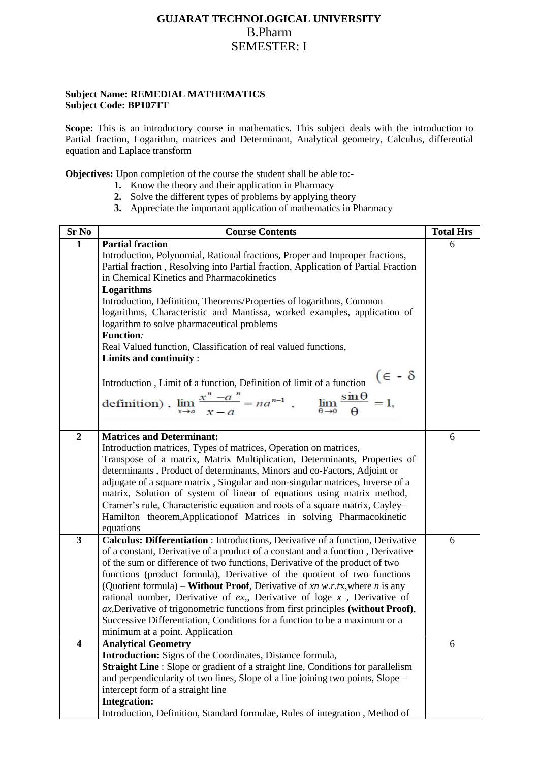# GUJARAT TECHNOLOGICAL UNIVERSITY

## B.Pharm

## SEMESTER: I

**Subject Name: REMEDIAL MATHEMATICS**
**Subject Code: BP107TT**

**Scope:** This is an introductory course in mathematics. This subject deals with the introduction to Partial fraction, Logarithm, matrices and Determinant, Analytical geometry, Calculus, differential equation and Laplace transform

**Objectives:** Upon completion of the course the student shall be able to:-

1. Know the theory and their application in Pharmacy
2. Solve the different types of problems by applying theory
3. Appreciate the important application of mathematics in Pharmacy

| Sr No | Course Contents | Total Hrs |
|---|---|---|
| 1 | **Partial fraction**<br>Introduction, Polynomial, Rational fractions, Proper and Improper fractions, Partial fraction , Resolving into Partial fraction, Application of Partial Fraction in Chemical Kinetics and Pharmacokinetics<br>**Logarithms**<br>Introduction, Definition, Theorems/Properties of logarithms, Common logarithms, Characteristic and Mantissa, worked examples, application of logarithm to solve pharmaceutical problems<br>**Function***:*<br>Real Valued function, Classification of real valued functions,<br>**Limits and continuity** :<br>Introduction , Limit of a function, Definition of limit of a function ($\in$ - $\delta$ definition) , $\lim_{x \to a} \frac{x^n - a^n}{x - a} = na^{n-1}$ , $\lim_{\theta \to 0} \frac{\sin\theta}{\theta} = 1,$ | 6 |
| 2 | **Matrices and Determinant:**<br>Introduction matrices, Types of matrices, Operation on matrices, Transpose of a matrix, Matrix Multiplication, Determinants, Properties of determinants , Product of determinants, Minors and co-Factors, Adjoint or adjugate of a square matrix , Singular and non-singular matrices, Inverse of a matrix, Solution of system of linear of equations using matrix method, Cramer's rule, Characteristic equation and roots of a square matrix, Cayley–Hamilton theorem,Applicationof Matrices in solving Pharmacokinetic equations | 6 |
| 3 | **Calculus: Differentiation** : Introductions, Derivative of a function, Derivative of a constant, Derivative of a product of a constant and a function , Derivative of the sum or difference of two functions, Derivative of the product of two functions (product formula), Derivative of the quotient of two functions (Quotient formula) – **Without Proof**, Derivative of *xn w.r.t*x,where *n* is any rational number, Derivative of *ex*,, Derivative of loge *x* , Derivative of *ax*,Derivative of trigonometric functions from first principles **(without Proof)**, Successive Differentiation, Conditions for a function to be a maximum or a minimum at a point. Application | 6 |
| 4 | **Analytical Geometry**<br>**Introduction:** Signs of the Coordinates, Distance formula,<br>**Straight Line** : Slope or gradient of a straight line, Conditions for parallelism and perpendicularity of two lines, Slope of a line joining two points, Slope – intercept form of a straight line<br>**Integration:**<br>Introduction, Definition, Standard formulae, Rules of integration , Method of | 6 |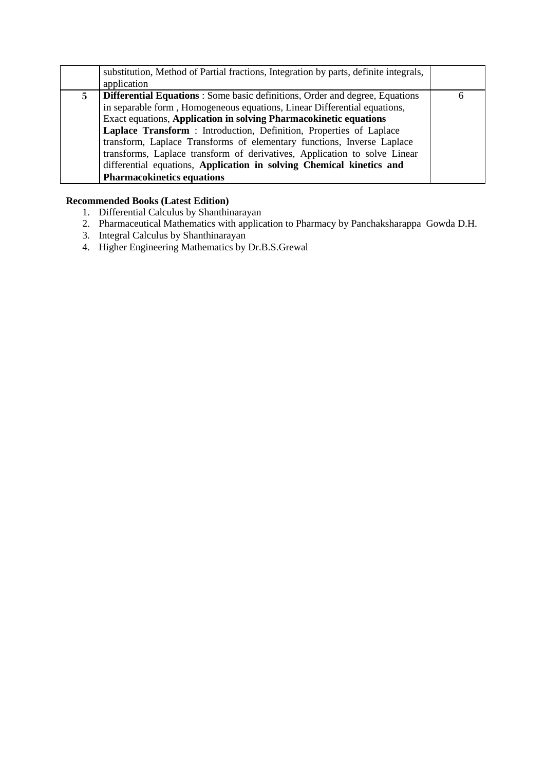| | | |
|---|---|---|
| | substitution, Method of Partial fractions, Integration by parts, definite integrals, application | |
| **5** | **Differential Equations** : Some basic definitions, Order and degree, Equations in separable form , Homogeneous equations, Linear Differential equations, Exact equations, **Application in solving Pharmacokinetic equations** **Laplace Transform** : Introduction, Definition, Properties of Laplace transform, Laplace Transforms of elementary functions, Inverse Laplace transforms, Laplace transform of derivatives, Application to solve Linear differential equations, **Application in solving Chemical kinetics and Pharmacokinetics equations** | 6 |

**Recommended Books (Latest Edition)**

1. Differential Calculus by Shanthinarayan
2. Pharmaceutical Mathematics with application to Pharmacy by Panchaksharappa Gowda D.H.
3. Integral Calculus by Shanthinarayan
4. Higher Engineering Mathematics by Dr.B.S.Grewal